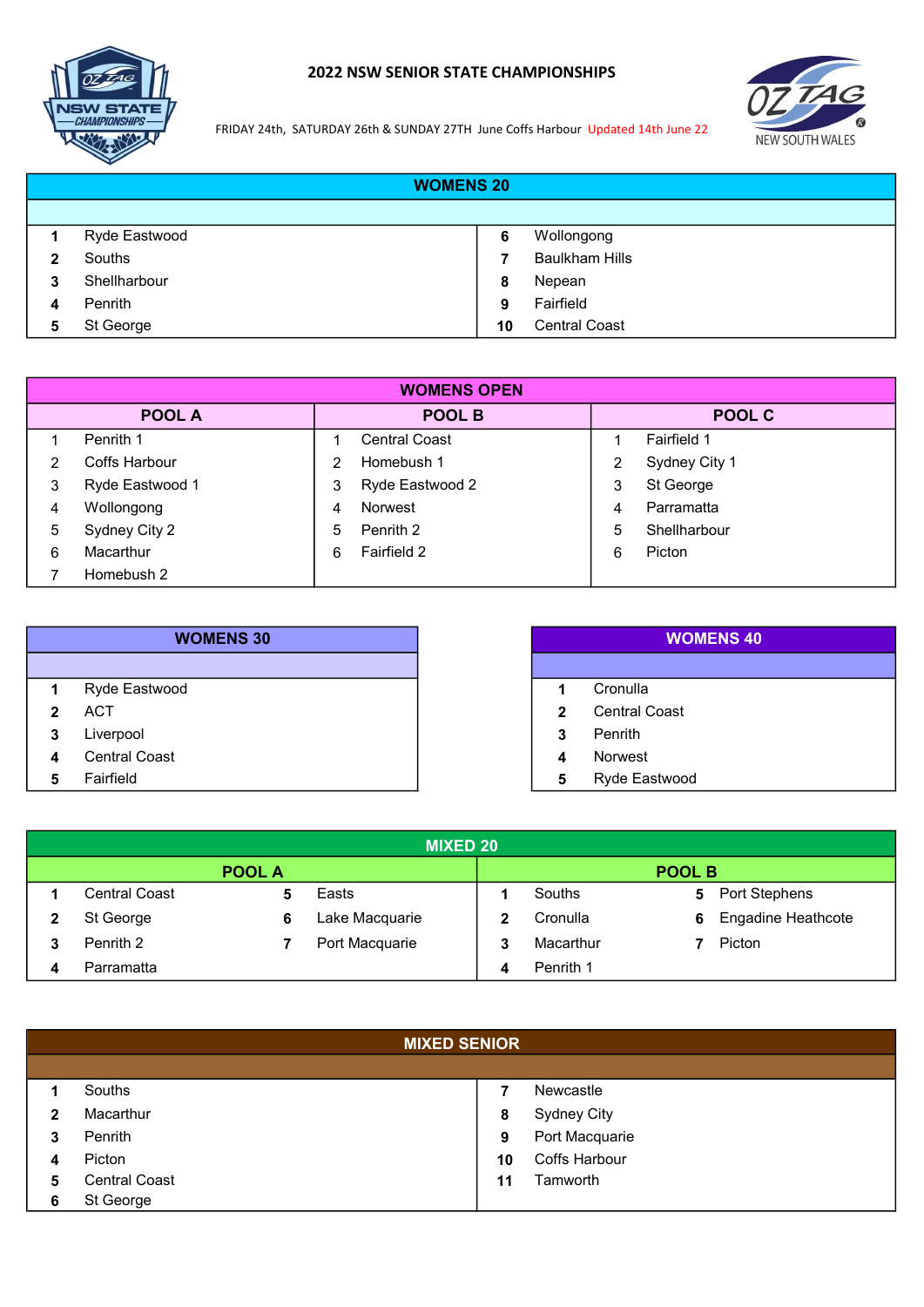# 2022 NSW SENIOR STATE CHAMPIONSHIPS

FRIDAY 24th, SATURDAY 26th & SUNDAY 27TH June Coffs Harbour Updated 14th June 22

## WOMENS 20

| | | | |
|---|---|---|---|
| 1 | Ryde Eastwood | 6 | Wollongong |
| 2 | Souths | 7 | Baulkham Hills |
| 3 | Shellharbour | 8 | Nepean |
| 4 | Penrith | 9 | Fairfield |
| 5 | St George | 10 | Central Coast |

## WOMENS OPEN

| POOL A | | POOL B | | POOL C | |
|---|---|---|---|---|---|
| 1 | Penrith 1 | 1 | Central Coast | 1 | Fairfield 1 |
| 2 | Coffs Harbour | 2 | Homebush 1 | 2 | Sydney City 1 |
| 3 | Ryde Eastwood 1 | 3 | Ryde Eastwood 2 | 3 | St George |
| 4 | Wollongong | 4 | Norwest | 4 | Parramatta |
| 5 | Sydney City 2 | 5 | Penrith 2 | 5 | Shellharbour |
| 6 | Macarthur | 6 | Fairfield 2 | 6 | Picton |
| 7 | Homebush 2 | | | | |

## WOMENS 30

| | |
|---|---|
| 1 | Ryde Eastwood |
| 2 | ACT |
| 3 | Liverpool |
| 4 | Central Coast |
| 5 | Fairfield |

## WOMENS 40

| | |
|---|---|
| 1 | Cronulla |
| 2 | Central Coast |
| 3 | Penrith |
| 4 | Norwest |
| 5 | Ryde Eastwood |

## MIXED 20

| POOL A | | | | POOL B | | | |
|---|---|---|---|---|---|---|---|
| 1 | Central Coast | 5 | Easts | 1 | Souths | 5 | Port Stephens |
| 2 | St George | 6 | Lake Macquarie | 2 | Cronulla | 6 | Engadine Heathcote |
| 3 | Penrith 2 | 7 | Port Macquarie | 3 | Macarthur | 7 | Picton |
| 4 | Parramatta | | | 4 | Penrith 1 | | |

## MIXED SENIOR

| | | | |
|---|---|---|---|
| 1 | Souths | 7 | Newcastle |
| 2 | Macarthur | 8 | Sydney City |
| 3 | Penrith | 9 | Port Macquarie |
| 4 | Picton | 10 | Coffs Harbour |
| 5 | Central Coast | 11 | Tamworth |
| 6 | St George | | |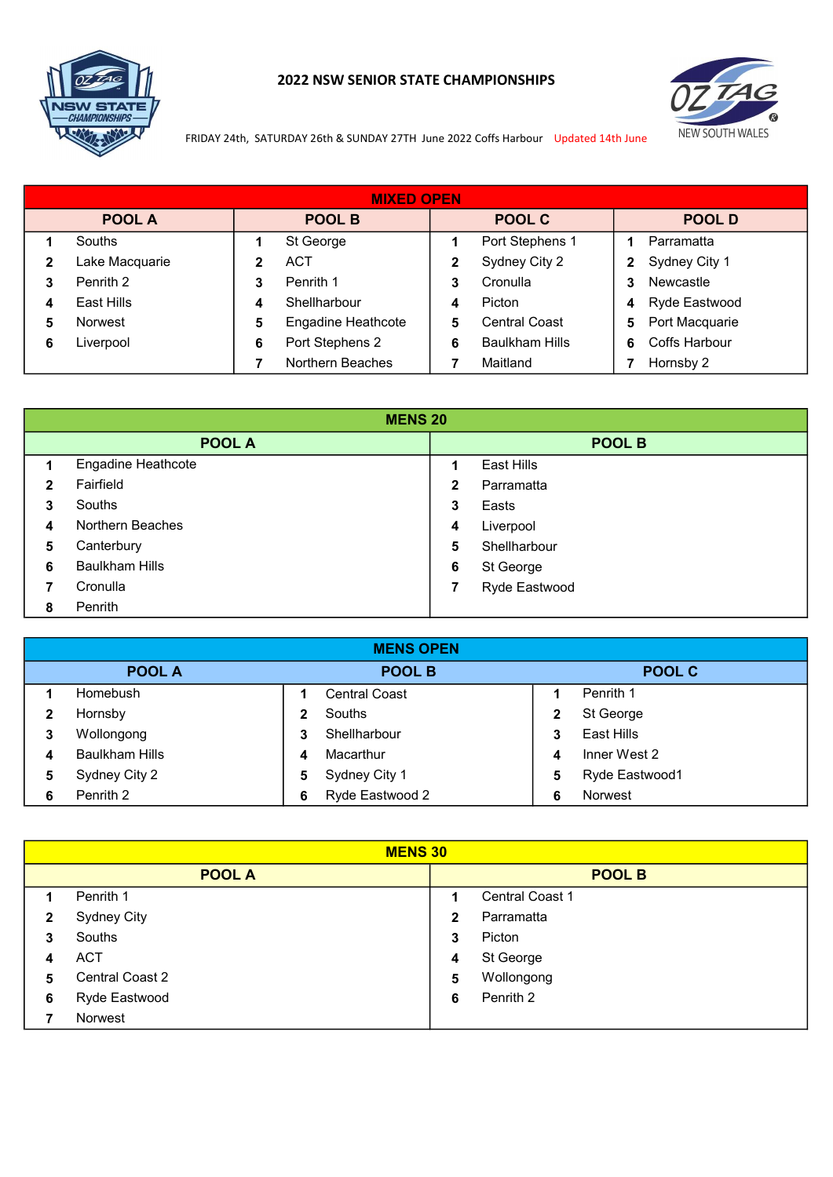# 2022 NSW SENIOR STATE CHAMPIONSHIPS

FRIDAY 24th, SATURDAY 26th & SUNDAY 27TH June 2022 Coffs Harbour Updated 14th June

OZ TAG NEW SOUTH WALES

## MIXED OPEN

| POOL A | | POOL B | | POOL C | | POOL D | |
|---|---|---|---|---|---|---|---|
| 1 | Souths | 1 | St George | 1 | Port Stephens 1 | 1 | Parramatta |
| 2 | Lake Macquarie | 2 | ACT | 2 | Sydney City 2 | 2 | Sydney City 1 |
| 3 | Penrith 2 | 3 | Penrith 1 | 3 | Cronulla | 3 | Newcastle |
| 4 | East Hills | 4 | Shellharbour | 4 | Picton | 4 | Ryde Eastwood |
| 5 | Norwest | 5 | Engadine Heathcote | 5 | Central Coast | 5 | Port Macquarie |
| 6 | Liverpool | 6 | Port Stephens 2 | 6 | Baulkham Hills | 6 | Coffs Harbour |
| | | 7 | Northern Beaches | 7 | Maitland | 7 | Hornsby 2 |

## MENS 20

| POOL A | | POOL B | |
|---|---|---|---|
| 1 | Engadine Heathcote | 1 | East Hills |
| 2 | Fairfield | 2 | Parramatta |
| 3 | Souths | 3 | Easts |
| 4 | Northern Beaches | 4 | Liverpool |
| 5 | Canterbury | 5 | Shellharbour |
| 6 | Baulkham Hills | 6 | St George |
| 7 | Cronulla | 7 | Ryde Eastwood |
| 8 | Penrith | | |

## MENS OPEN

| POOL A | | POOL B | | POOL C | |
|---|---|---|---|---|---|
| 1 | Homebush | 1 | Central Coast | 1 | Penrith 1 |
| 2 | Hornsby | 2 | Souths | 2 | St George |
| 3 | Wollongong | 3 | Shellharbour | 3 | East Hills |
| 4 | Baulkham Hills | 4 | Macarthur | 4 | Inner West 2 |
| 5 | Sydney City 2 | 5 | Sydney City 1 | 5 | Ryde Eastwood1 |
| 6 | Penrith 2 | 6 | Ryde Eastwood 2 | 6 | Norwest |

## MENS 30

| POOL A | | POOL B | |
|---|---|---|---|
| 1 | Penrith 1 | 1 | Central Coast 1 |
| 2 | Sydney City | 2 | Parramatta |
| 3 | Souths | 3 | Picton |
| 4 | ACT | 4 | St George |
| 5 | Central Coast 2 | 5 | Wollongong |
| 6 | Ryde Eastwood | 6 | Penrith 2 |
| 7 | Norwest | | |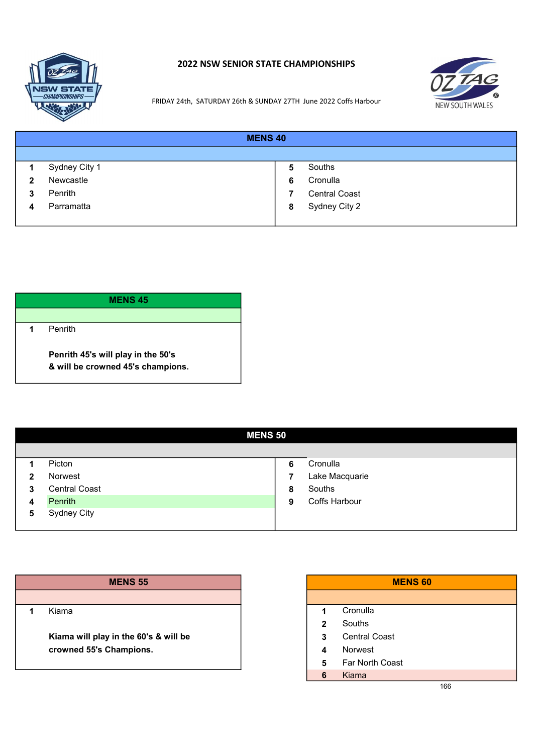# 2022 NSW SENIOR STATE CHAMPIONSHIPS

FRIDAY 24th, SATURDAY 26th & SUNDAY 27TH June 2022 Coffs Harbour

## MENS 40

| | | | |
|---|---|---|---|
| 1 | Sydney City 1 | 5 | Souths |
| 2 | Newcastle | 6 | Cronulla |
| 3 | Penrith | 7 | Central Coast |
| 4 | Parramatta | 8 | Sydney City 2 |

## MENS 45

| | |
|---|---|
| 1 | Penrith |

**Penrith 45's will play in the 50's & will be crowned 45's champions.**

## MENS 50

| | | | |
|---|---|---|---|
| 1 | Picton | 6 | Cronulla |
| 2 | Norwest | 7 | Lake Macquarie |
| 3 | Central Coast | 8 | Souths |
| 4 | Penrith | 9 | Coffs Harbour |
| 5 | Sydney City | | |

## MENS 55

| | |
|---|---|
| 1 | Kiama |

**Kiama will play in the 60's & will be crowned 55's Champions.**

## MENS 60

| | |
|---|---|
| 1 | Cronulla |
| 2 | Souths |
| 3 | Central Coast |
| 4 | Norwest |
| 5 | Far North Coast |
| 6 | Kiama |